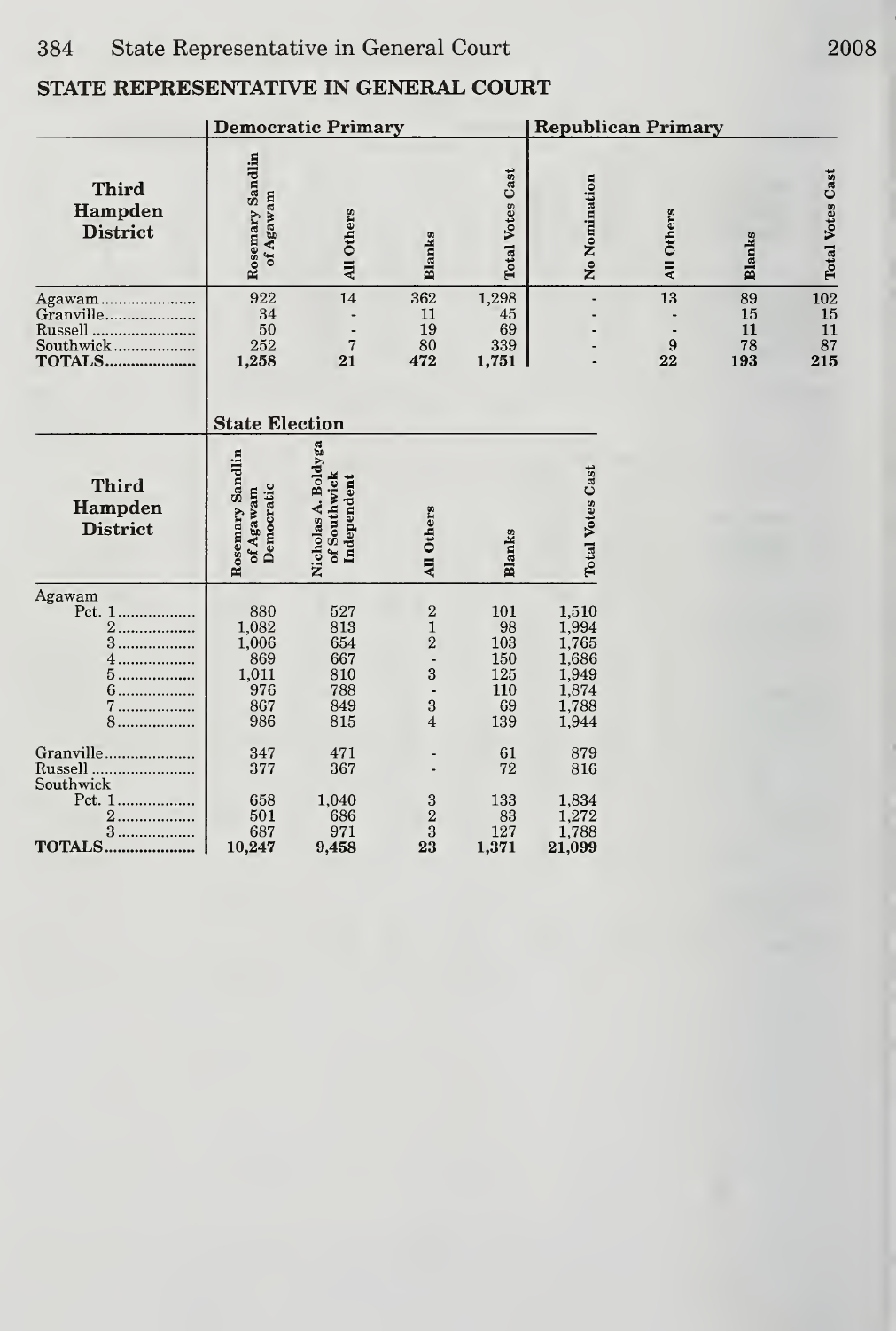## STATE REPRESENTATIVE IN GENERAL COURT

| | Democratic Primary | | | | Republican Primary | | | |
|---|---|---|---|---|---|---|---|---|
| Third Hampden District | Rosemary Sandlin of Agawam | All Others | Blanks | Total Votes Cast | No Nomination | All Others | Blanks | Total Votes Cast |
| Agawam | 922 | 14 | 362 | 1,298 | - | 13 | 89 | 102 |
| Granville | 34 | - | 11 | 45 | - | - | 15 | 15 |
| Russell | 50 | - | 19 | 69 | - | - | 11 | 11 |
| Southwick | 252 | 7 | 80 | 339 | - | 9 | 78 | 87 |
| **TOTALS** | 1,258 | 21 | 472 | 1,751 | - | 22 | 193 | 215 |

| | State Election | | | | |
|---|---|---|---|---|---|
| Third Hampden District | Rosemary Sandlin of Agawam Democratic | Nicholas A. Boldyga of Southwick Independent | All Others | Blanks | Total Votes Cast |
| Agawam | | | | | |
| Pct. 1 | 880 | 527 | 2 | 101 | 1,510 |
| 2 | 1,082 | 813 | 1 | 98 | 1,994 |
| 3 | 1,006 | 654 | 2 | 103 | 1,765 |
| 4 | 869 | 667 | - | 150 | 1,686 |
| 5 | 1,011 | 810 | 3 | 125 | 1,949 |
| 6 | 976 | 788 | - | 110 | 1,874 |
| 7 | 867 | 849 | 3 | 69 | 1,788 |
| 8 | 986 | 815 | 4 | 139 | 1,944 |
| Granville | 347 | 471 | - | 61 | 879 |
| Russell | 377 | 367 | - | 72 | 816 |
| Southwick | | | | | |
| Pct. 1 | 658 | 1,040 | 3 | 133 | 1,834 |
| 2 | 501 | 686 | 2 | 83 | 1,272 |
| 3 | 687 | 971 | 3 | 127 | 1,788 |
| **TOTALS** | 10,247 | 9,458 | 23 | 1,371 | 21,099 |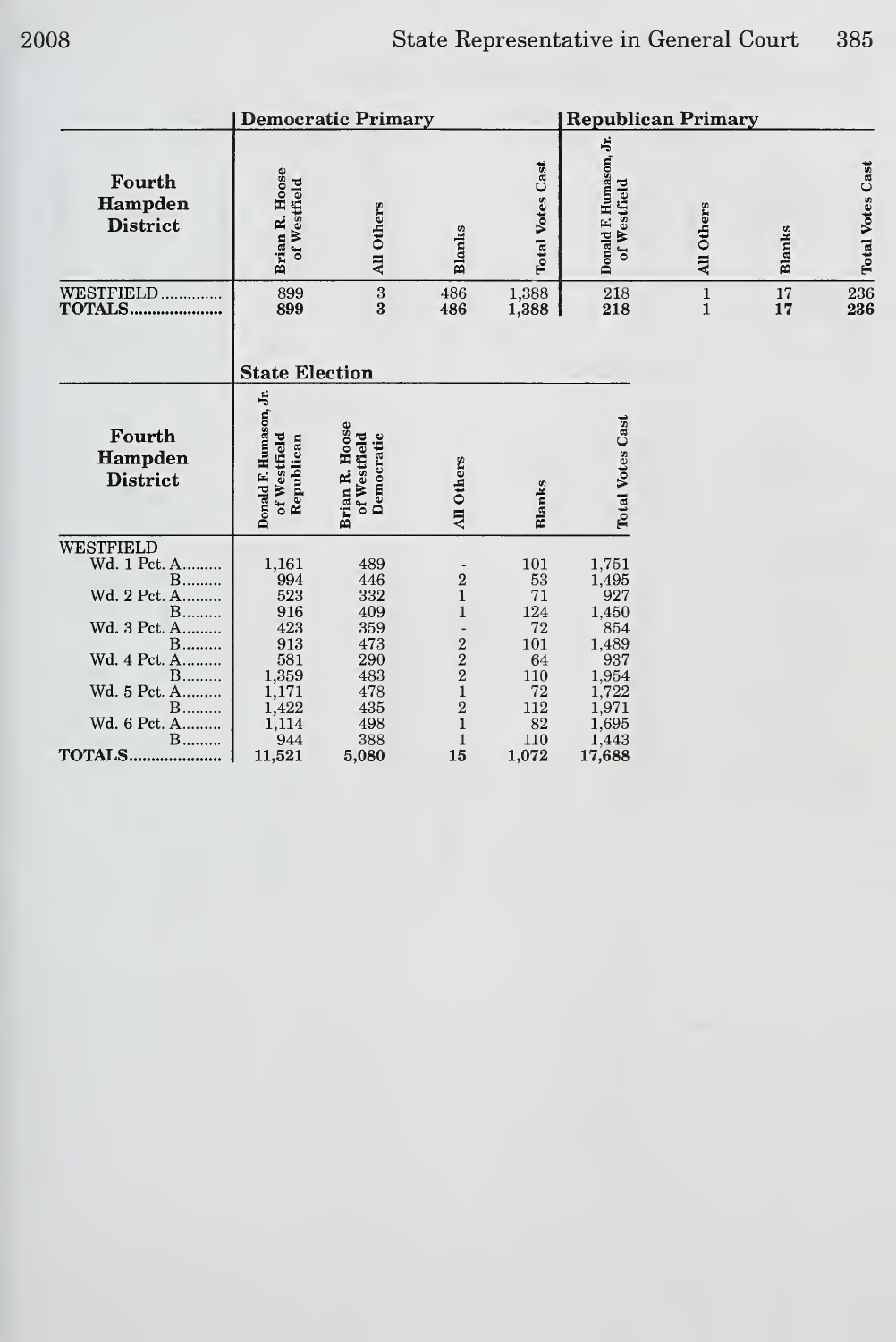| Fourth Hampden District | Democratic Primary | | | | Republican Primary | | | |
|---|---|---|---|---|---|---|---|---|
| | Brian R. Hoose of Westfield | All Others | Blanks | Total Votes Cast | Donald F. Humason, Jr. of Westfield | All Others | Blanks | Total Votes Cast |
| WESTFIELD | 899 | 3 | 486 | 1,388 | 218 | 1 | 17 | 236 |
| **TOTALS** | **899** | **3** | **486** | **1,388** | **218** | **1** | **17** | **236** |

| Fourth Hampden District | State Election | | | | |
|---|---|---|---|---|---|
| | Donald F. Humason, Jr. of Westfield Republican | Brian R. Hoose of Westfield Democratic | All Others | Blanks | Total Votes Cast |
| WESTFIELD | | | | | |
| Wd. 1 Pct. A | 1,161 | 489 | - | 101 | 1,751 |
| B | 994 | 446 | 2 | 53 | 1,495 |
| Wd. 2 Pct. A | 523 | 332 | 1 | 71 | 927 |
| B | 916 | 409 | 1 | 124 | 1,450 |
| Wd. 3 Pct. A | 423 | 359 | - | 72 | 854 |
| B | 913 | 473 | 2 | 101 | 1,489 |
| Wd. 4 Pct. A | 581 | 290 | 2 | 64 | 937 |
| B | 1,359 | 483 | 2 | 110 | 1,954 |
| Wd. 5 Pct. A | 1,171 | 478 | 1 | 72 | 1,722 |
| B | 1,422 | 435 | 2 | 112 | 1,971 |
| Wd. 6 Pct. A | 1,114 | 498 | 1 | 82 | 1,695 |
| B | 944 | 388 | 1 | 110 | 1,443 |
| **TOTALS** | **11,521** | **5,080** | **15** | **1,072** | **17,688** |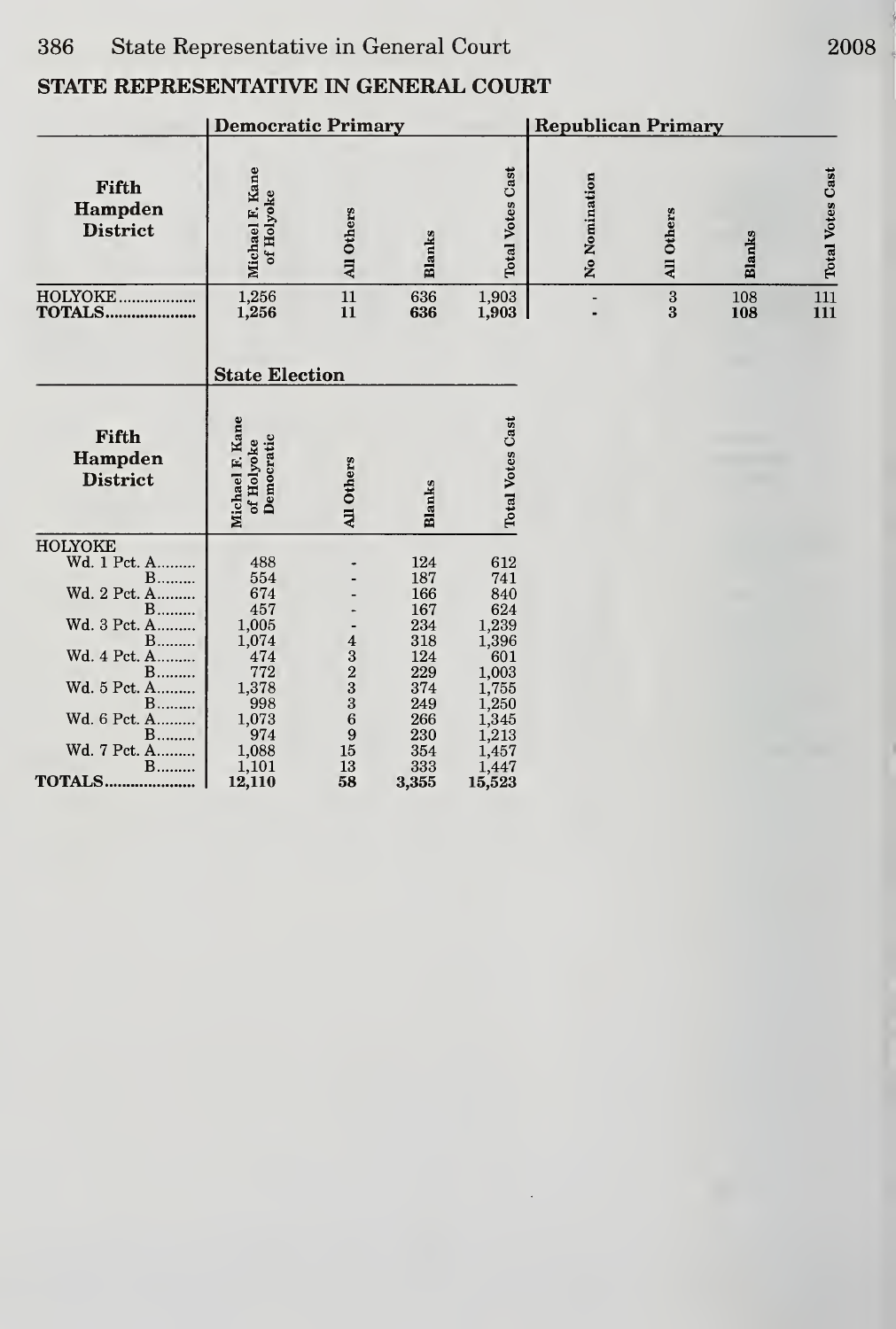## STATE REPRESENTATIVE IN GENERAL COURT

| Fifth Hampden District | Democratic Primary | | | | Republican Primary | | | |
|---|---|---|---|---|---|---|---|---|
| | Michael F. Kane of Holyoke | All Others | Blanks | Total Votes Cast | No Nomination | All Others | Blanks | Total Votes Cast |
| HOLYOKE | 1,256 | 11 | 636 | 1,903 | - | 3 | 108 | 111 |
| **TOTALS** | **1,256** | **11** | **636** | **1,903** | **-** | **3** | **108** | **111** |

| Fifth Hampden District | State Election | | | |
|---|---|---|---|---|
| | Michael F. Kane of Holyoke Democratic | All Others | Blanks | Total Votes Cast |
| HOLYOKE | | | | |
| Wd. 1 Pct. A | 488 | - | 124 | 612 |
| B | 554 | - | 187 | 741 |
| Wd. 2 Pct. A | 674 | - | 166 | 840 |
| B | 457 | - | 167 | 624 |
| Wd. 3 Pct. A | 1,005 | - | 234 | 1,239 |
| B | 1,074 | 4 | 318 | 1,396 |
| Wd. 4 Pct. A | 474 | 3 | 124 | 601 |
| B | 772 | 2 | 229 | 1,003 |
| Wd. 5 Pct. A | 1,378 | 3 | 374 | 1,755 |
| B | 998 | 3 | 249 | 1,250 |
| Wd. 6 Pct. A | 1,073 | 6 | 266 | 1,345 |
| B | 974 | 9 | 230 | 1,213 |
| Wd. 7 Pct. A | 1,088 | 15 | 354 | 1,457 |
| B | 1,101 | 13 | 333 | 1,447 |
| **TOTALS** | **12,110** | **58** | **3,355** | **15,523** |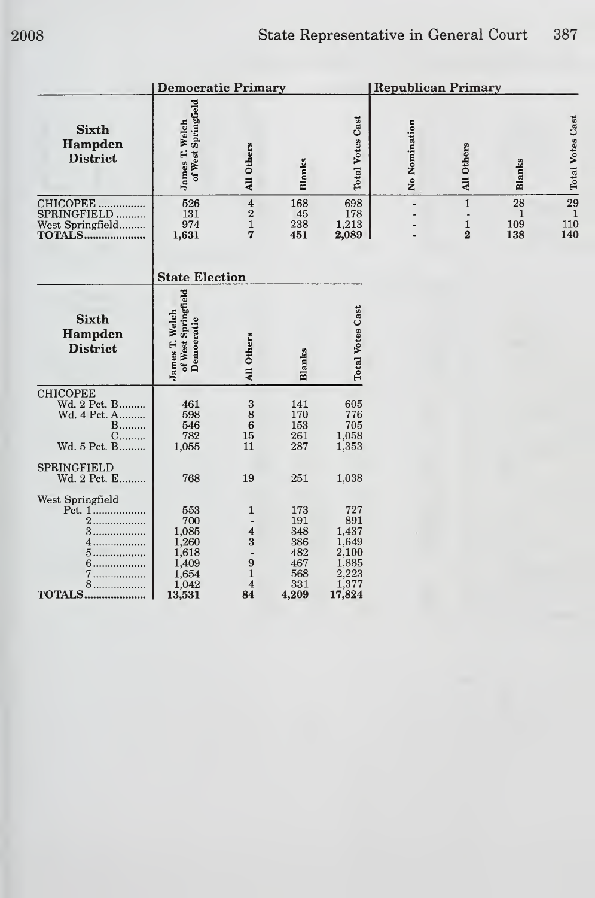| Sixth Hampden District | Democratic Primary | | | | Republican Primary | | | |
|---|---|---|---|---|---|---|---|---|
| | James T. Welch of West Springfield | All Others | Blanks | Total Votes Cast | No Nomination | All Others | Blanks | Total Votes Cast |
| CHICOPEE | 526 | 4 | 168 | 698 | - | 1 | 28 | 29 |
| SPRINGFIELD | 131 | 2 | 45 | 178 | - | - | 1 | 1 |
| West Springfield | 974 | 1 | 238 | 1,213 | - | 1 | 109 | 110 |
| **TOTALS** | **1,631** | **7** | **451** | **2,089** | **-** | **2** | **138** | **140** |

| Sixth Hampden District | State Election | | | |
|---|---|---|---|---|
| | James T. Welch of West Springfield Democratic | All Others | Blanks | Total Votes Cast |
| CHICOPEE | | | | |
| Wd. 2 Pct. B | 461 | 3 | 141 | 605 |
| Wd. 4 Pct. A | 598 | 8 | 170 | 776 |
| B | 546 | 6 | 153 | 705 |
| C | 782 | 15 | 261 | 1,058 |
| Wd. 5 Pct. B | 1,055 | 11 | 287 | 1,353 |
| SPRINGFIELD | | | | |
| Wd. 2 Pct. E | 768 | 19 | 251 | 1,038 |
| West Springfield | | | | |
| Pct. 1 | 553 | 1 | 173 | 727 |
| 2 | 700 | - | 191 | 891 |
| 3 | 1,085 | 4 | 348 | 1,437 |
| 4 | 1,260 | 3 | 386 | 1,649 |
| 5 | 1,618 | - | 482 | 2,100 |
| 6 | 1,409 | 9 | 467 | 1,885 |
| 7 | 1,654 | 1 | 568 | 2,223 |
| 8 | 1,042 | 4 | 331 | 1,377 |
| **TOTALS** | **13,531** | **84** | **4,209** | **17,824** |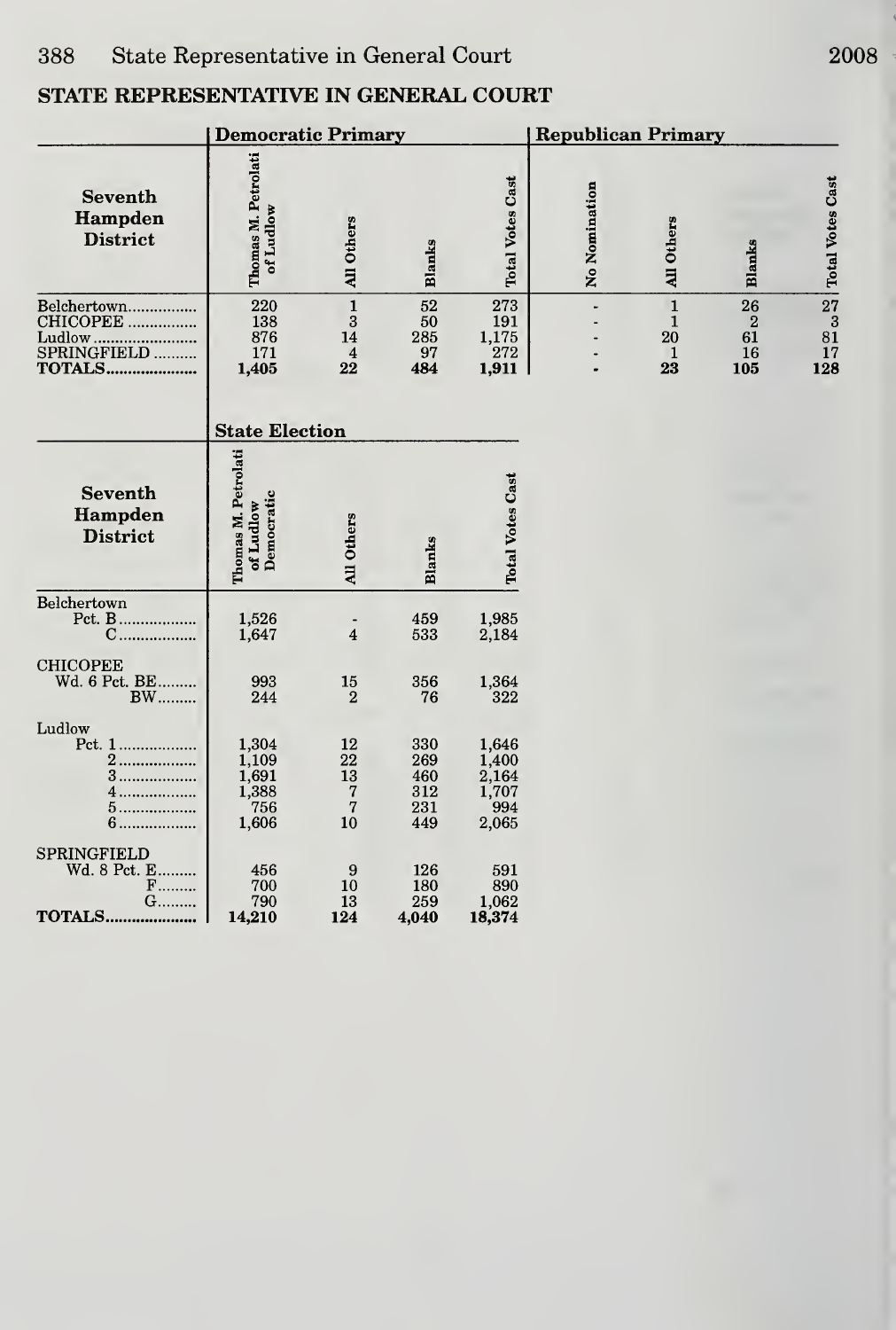## STATE REPRESENTATIVE IN GENERAL COURT

| Seventh Hampden District | Democratic Primary | | | | Republican Primary | | | |
|---|---|---|---|---|---|---|---|---|
| | Thomas M. Petrolati of Ludlow | All Others | Blanks | Total Votes Cast | No Nomination | All Others | Blanks | Total Votes Cast |
| Belchertown | 220 | 1 | 52 | 273 | - | 1 | 26 | 27 |
| CHICOPEE | 138 | 3 | 50 | 191 | - | 1 | 2 | 3 |
| Ludlow | 876 | 14 | 285 | 1,175 | - | 20 | 61 | 81 |
| SPRINGFIELD | 171 | 4 | 97 | 272 | - | 1 | 16 | 17 |
| **TOTALS** | **1,405** | **22** | **484** | **1,911** | - | **23** | **105** | **128** |

| Seventh Hampden District | State Election | | | |
|---|---|---|---|---|
| | Thomas M. Petrolati of Ludlow Democratic | All Others | Blanks | Total Votes Cast |
| Belchertown | | | | |
| Pct. B | 1,526 | - | 459 | 1,985 |
| C | 1,647 | 4 | 533 | 2,184 |
| CHICOPEE | | | | |
| Wd. 6 Pct. BE | 993 | 15 | 356 | 1,364 |
| BW | 244 | 2 | 76 | 322 |
| Ludlow | | | | |
| Pct. 1 | 1,304 | 12 | 330 | 1,646 |
| 2 | 1,109 | 22 | 269 | 1,400 |
| 3 | 1,691 | 13 | 460 | 2,164 |
| 4 | 1,388 | 7 | 312 | 1,707 |
| 5 | 756 | 7 | 231 | 994 |
| 6 | 1,606 | 10 | 449 | 2,065 |
| SPRINGFIELD | | | | |
| Wd. 8 Pct. E | 456 | 9 | 126 | 591 |
| F | 700 | 10 | 180 | 890 |
| G | 790 | 13 | 259 | 1,062 |
| **TOTALS** | **14,210** | **124** | **4,040** | **18,374** |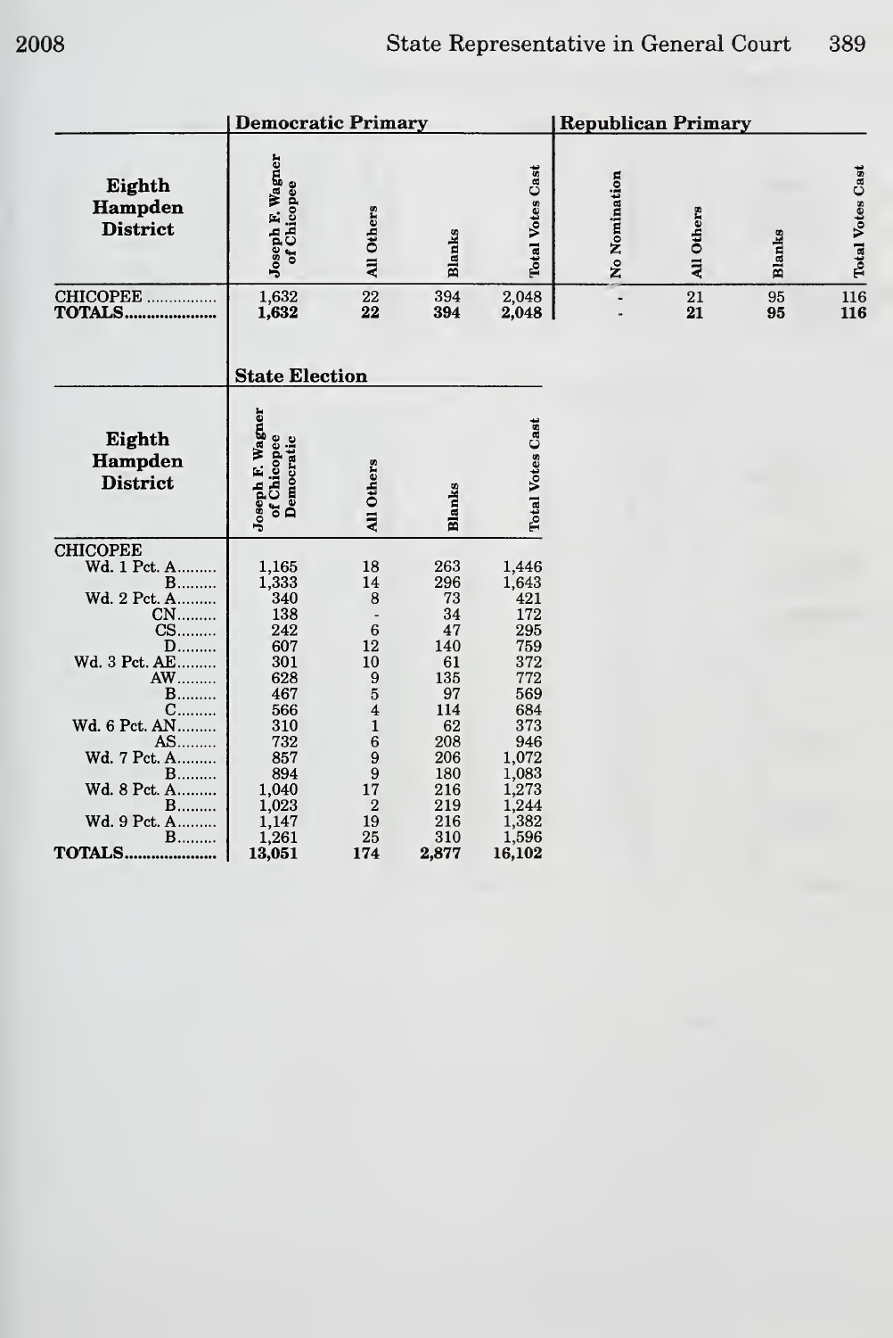| Eighth Hampden District | Democratic Primary | | | | Republican Primary | | | |
|---|---|---|---|---|---|---|---|---|
| | Joseph F. Wagner of Chicopee | All Others | Blanks | Total Votes Cast | No Nomination | All Others | Blanks | Total Votes Cast |
| CHICOPEE | 1,632 | 22 | 394 | 2,048 | - | 21 | 95 | 116 |
| **TOTALS** | **1,632** | **22** | **394** | **2,048** | - | **21** | **95** | **116** |

| Eighth Hampden District | State Election | | | |
|---|---|---|---|---|
| | Joseph F. Wagner of Chicopee Democratic | All Others | Blanks | Total Votes Cast |
| CHICOPEE | | | | |
| Wd. 1 Pct. A | 1,165 | 18 | 263 | 1,446 |
| B | 1,333 | 14 | 296 | 1,643 |
| Wd. 2 Pct. A | 340 | 8 | 73 | 421 |
| CN | 138 | - | 34 | 172 |
| CS | 242 | 6 | 47 | 295 |
| D | 607 | 12 | 140 | 759 |
| Wd. 3 Pct. AE | 301 | 10 | 61 | 372 |
| AW | 628 | 9 | 135 | 772 |
| B | 467 | 5 | 97 | 569 |
| C | 566 | 4 | 114 | 684 |
| Wd. 6 Pct. AN | 310 | 1 | 62 | 373 |
| AS | 732 | 6 | 208 | 946 |
| Wd. 7 Pct. A | 857 | 9 | 206 | 1,072 |
| B | 894 | 9 | 180 | 1,083 |
| Wd. 8 Pct. A | 1,040 | 17 | 216 | 1,273 |
| B | 1,023 | 2 | 219 | 1,244 |
| Wd. 9 Pct. A | 1,147 | 19 | 216 | 1,382 |
| B | 1,261 | 25 | 310 | 1,596 |
| **TOTALS** | **13,051** | **174** | **2,877** | **16,102** |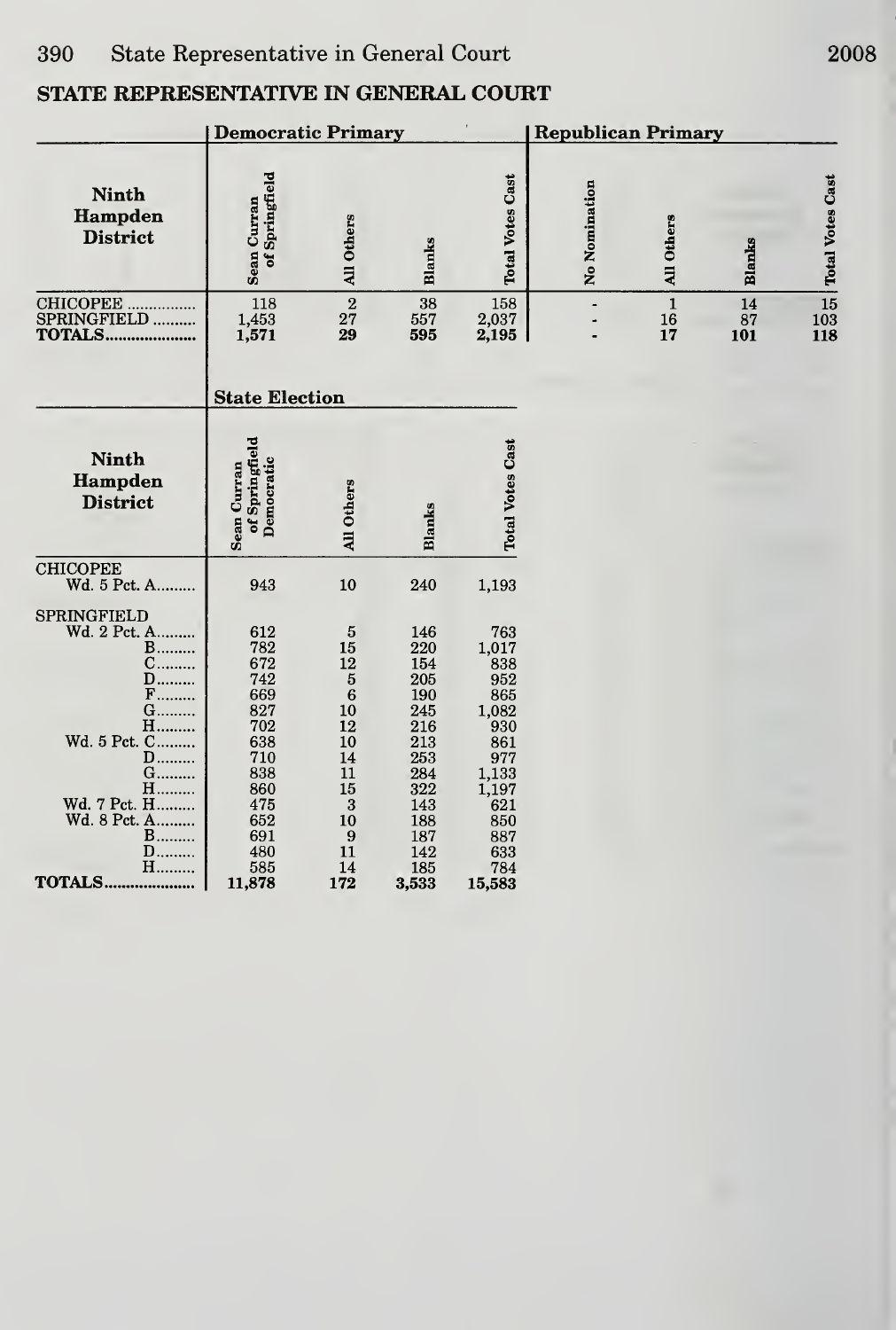## STATE REPRESENTATIVE IN GENERAL COURT

| Ninth Hampden District | Democratic Primary | | | | Republican Primary | | | |
|---|---|---|---|---|---|---|---|---|
| | Sean Curran of Springfield | All Others | Blanks | Total Votes Cast | No Nomination | All Others | Blanks | Total Votes Cast |
| CHICOPEE | 118 | 2 | 38 | 158 | - | 1 | 14 | 15 |
| SPRINGFIELD | 1,453 | 27 | 557 | 2,037 | - | 16 | 87 | 103 |
| **TOTALS** | **1,571** | **29** | **595** | **2,195** | - | **17** | **101** | **118** |

| Ninth Hampden District | State Election | | | |
|---|---|---|---|---|
| | Sean Curran of Springfield Democratic | All Others | Blanks | Total Votes Cast |
| CHICOPEE | | | | |
| Wd. 5 Pct. A | 943 | 10 | 240 | 1,193 |
| SPRINGFIELD | | | | |
| Wd. 2 Pct. A | 612 | 5 | 146 | 763 |
| B | 782 | 15 | 220 | 1,017 |
| C | 672 | 12 | 154 | 838 |
| D | 742 | 5 | 205 | 952 |
| F | 669 | 6 | 190 | 865 |
| G | 827 | 10 | 245 | 1,082 |
| H | 702 | 12 | 216 | 930 |
| Wd. 5 Pct. C | 638 | 10 | 213 | 861 |
| D | 710 | 14 | 253 | 977 |
| G | 838 | 11 | 284 | 1,133 |
| H | 860 | 15 | 322 | 1,197 |
| Wd. 7 Pct. H | 475 | 3 | 143 | 621 |
| Wd. 8 Pct. A | 652 | 10 | 188 | 850 |
| B | 691 | 9 | 187 | 887 |
| D | 480 | 11 | 142 | 633 |
| H | 585 | 14 | 185 | 784 |
| **TOTALS** | **11,878** | **172** | **3,533** | **15,583** |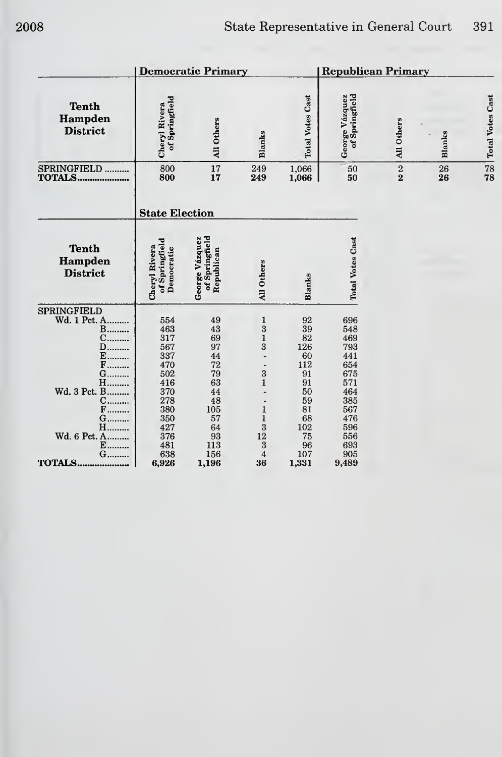| Tenth Hampden District | Democratic Primary | | | | Republican Primary | | | |
|---|---|---|---|---|---|---|---|---|
| | Cheryl Rivera of Springfield | All Others | Blanks | Total Votes Cast | George Vázquez of Springfield | All Others | Blanks | Total Votes Cast |
| SPRINGFIELD | 800 | 17 | 249 | 1,066 | 50 | 2 | 26 | 78 |
| **TOTALS** | **800** | **17** | **249** | **1,066** | **50** | **2** | **26** | **78** |

| Tenth Hampden District | State Election | | | | |
|---|---|---|---|---|---|
| | Cheryl Rivera of Springfield Democratic | George Vázquez of Springfield Republican | All Others | Blanks | Total Votes Cast |
| SPRINGFIELD | | | | | |
| Wd. 1 Pct. A | 554 | 49 | 1 | 92 | 696 |
| B | 463 | 43 | 3 | 39 | 548 |
| C | 317 | 69 | 1 | 82 | 469 |
| D | 567 | 97 | 3 | 126 | 793 |
| E | 337 | 44 | - | 60 | 441 |
| F | 470 | 72 | - | 112 | 654 |
| G | 502 | 79 | 3 | 91 | 675 |
| H | 416 | 63 | 1 | 91 | 571 |
| Wd. 3 Pct. B | 370 | 44 | - | 50 | 464 |
| C | 278 | 48 | - | 59 | 385 |
| F | 380 | 105 | 1 | 81 | 567 |
| G | 350 | 57 | 1 | 68 | 476 |
| H | 427 | 64 | 3 | 102 | 596 |
| Wd. 6 Pct. A | 376 | 93 | 12 | 75 | 556 |
| E | 481 | 113 | 3 | 96 | 693 |
| G | 638 | 156 | 4 | 107 | 905 |
| **TOTALS** | **6,926** | **1,196** | **36** | **1,331** | **9,489** |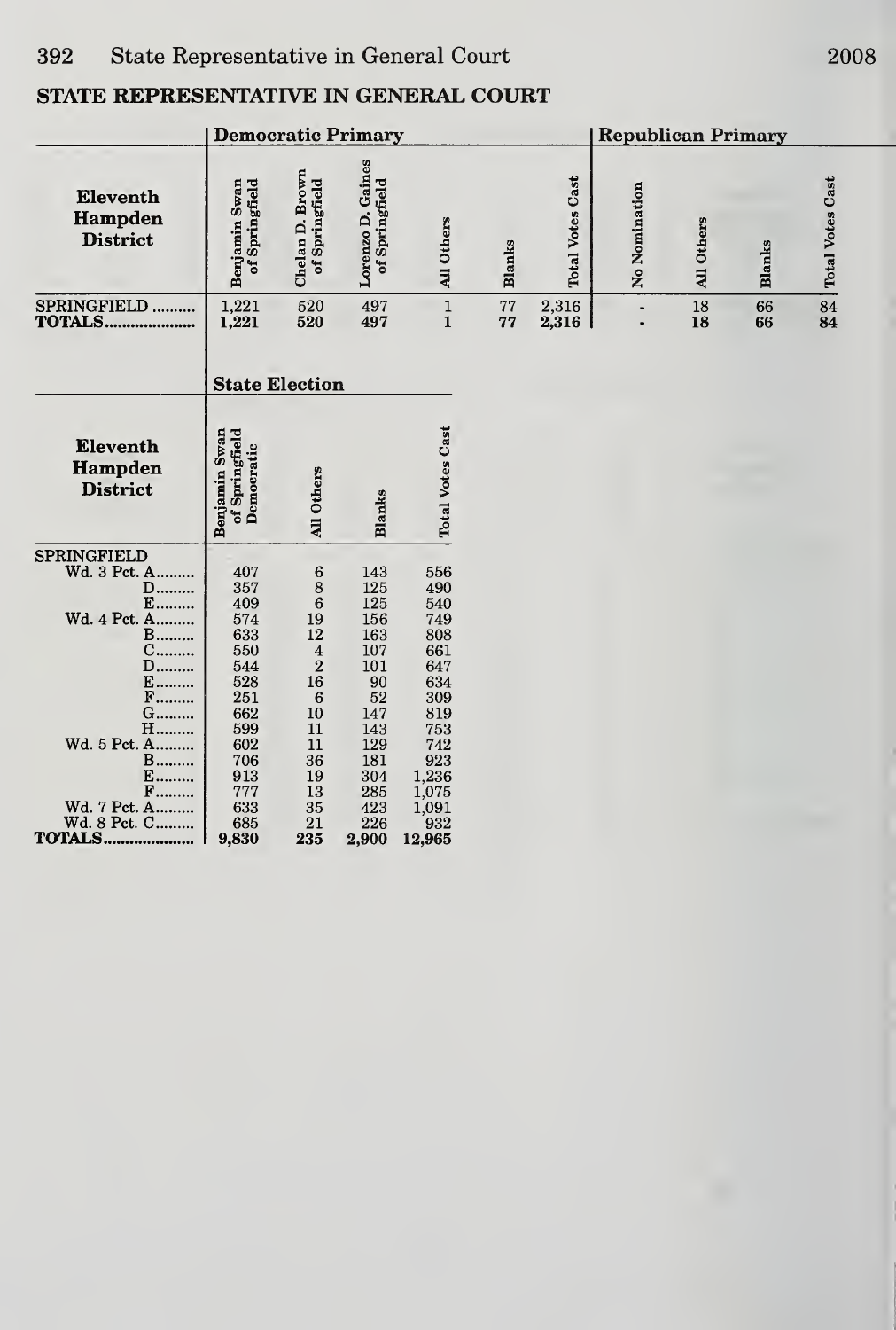## STATE REPRESENTATIVE IN GENERAL COURT

| Eleventh Hampden District | Democratic Primary | | | | | | Republican Primary | | | |
|---|---|---|---|---|---|---|---|---|---|---|
| | Benjamin Swan of Springfield | Chelan D. Brown of Springfield | Lorenzo D. Gaines of Springfield | All Others | Blanks | Total Votes Cast | No Nomination | All Others | Blanks | Total Votes Cast |
| SPRINGFIELD .......... | 1,221 | 520 | 497 | 1 | 77 | 2,316 | - | 18 | 66 | 84 |
| TOTALS..................... | 1,221 | 520 | 497 | 1 | 77 | 2,316 | - | 18 | 66 | 84 |

| Eleventh Hampden District | State Election | | | |
|---|---|---|---|---|
| | Benjamin Swan of Springfield Democratic | All Others | Blanks | Total Votes Cast |
| SPRINGFIELD | | | | |
| Wd. 3 Pct. A......... | 407 | 6 | 143 | 556 |
| D......... | 357 | 8 | 125 | 490 |
| E......... | 409 | 6 | 125 | 540 |
| Wd. 4 Pct. A......... | 574 | 19 | 156 | 749 |
| B......... | 633 | 12 | 163 | 808 |
| C......... | 550 | 4 | 107 | 661 |
| D......... | 544 | 2 | 101 | 647 |
| E......... | 528 | 16 | 90 | 634 |
| F......... | 251 | 6 | 52 | 309 |
| G......... | 662 | 10 | 147 | 819 |
| H......... | 599 | 11 | 143 | 753 |
| Wd. 5 Pct. A......... | 602 | 11 | 129 | 742 |
| B......... | 706 | 36 | 181 | 923 |
| E......... | 913 | 19 | 304 | 1,236 |
| F......... | 777 | 13 | 285 | 1,075 |
| Wd. 7 Pct. A......... | 633 | 35 | 423 | 1,091 |
| Wd. 8 Pct. C......... | 685 | 21 | 226 | 932 |
| TOTALS..................... | 9,830 | 235 | 2,900 | 12,965 |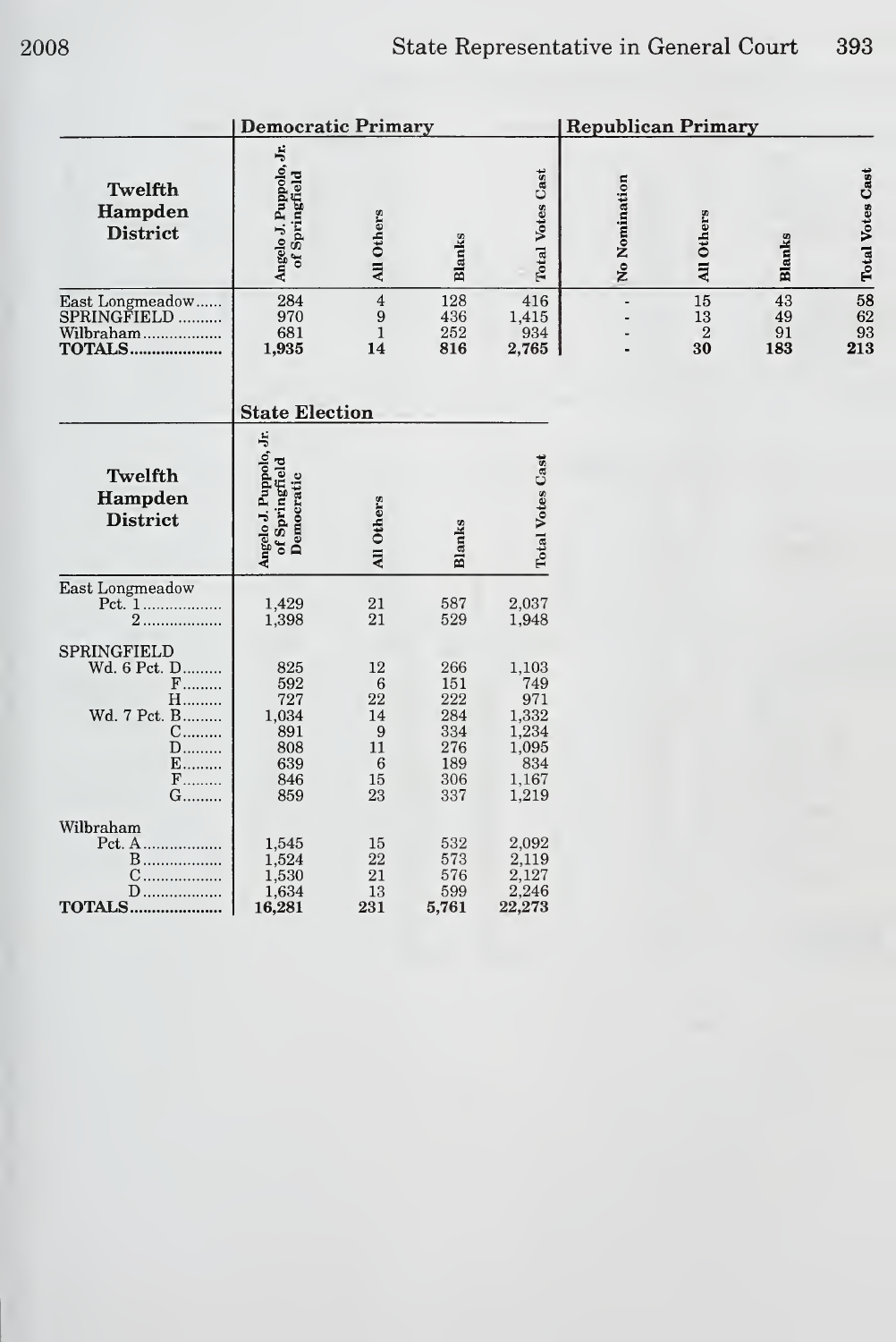| Twelfth Hampden District | Democratic Primary | | | | Republican Primary | | | |
|---|---|---|---|---|---|---|---|---|
| | Angelo J. Puppolo, Jr. of Springfield | All Others | Blanks | Total Votes Cast | No Nomination | All Others | Blanks | Total Votes Cast |
| East Longmeadow | 284 | 4 | 128 | 416 | - | 15 | 43 | 58 |
| SPRINGFIELD | 970 | 9 | 436 | 1,415 | - | 13 | 49 | 62 |
| Wilbraham | 681 | 1 | 252 | 934 | - | 2 | 91 | 93 |
| **TOTALS** | **1,935** | **14** | **816** | **2,765** | **-** | **30** | **183** | **213** |

| Twelfth Hampden District | State Election | | | |
|---|---|---|---|---|
| | Angelo J. Puppolo, Jr. of Springfield Democratic | All Others | Blanks | Total Votes Cast |
| East Longmeadow | | | | |
| Pct. 1 | 1,429 | 21 | 587 | 2,037 |
| 2 | 1,398 | 21 | 529 | 1,948 |
| SPRINGFIELD | | | | |
| Wd. 6 Pct. D | 825 | 12 | 266 | 1,103 |
| F | 592 | 6 | 151 | 749 |
| H | 727 | 22 | 222 | 971 |
| Wd. 7 Pct. B | 1,034 | 14 | 284 | 1,332 |
| C | 891 | 9 | 334 | 1,234 |
| D | 808 | 11 | 276 | 1,095 |
| E | 639 | 6 | 189 | 834 |
| F | 846 | 15 | 306 | 1,167 |
| G | 859 | 23 | 337 | 1,219 |
| Wilbraham | | | | |
| Pct. A | 1,545 | 15 | 532 | 2,092 |
| B | 1,524 | 22 | 573 | 2,119 |
| C | 1,530 | 21 | 576 | 2,127 |
| D | 1,634 | 13 | 599 | 2,246 |
| **TOTALS** | **16,281** | **231** | **5,761** | **22,273** |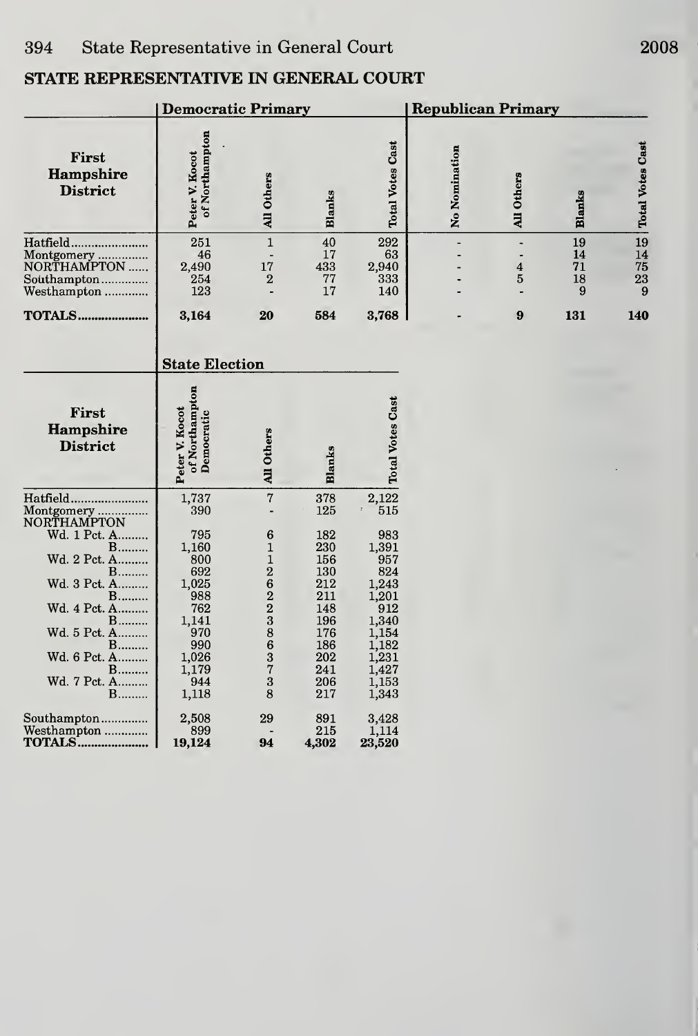## STATE REPRESENTATIVE IN GENERAL COURT

| First Hampshire District | Democratic Primary | | | | Republican Primary | | | |
|---|---|---|---|---|---|---|---|---|
| | Peter V. Kocot of Northampton | All Others | Blanks | Total Votes Cast | No Nomination | All Others | Blanks | Total Votes Cast |
| Hatfield | 251 | 1 | 40 | 292 | - | - | 19 | 19 |
| Montgomery | 46 | - | 17 | 63 | - | - | 14 | 14 |
| NORTHAMPTON | 2,490 | 17 | 433 | 2,940 | - | 4 | 71 | 75 |
| Southampton | 254 | 2 | 77 | 333 | - | 5 | 18 | 23 |
| Westhampton | 123 | - | 17 | 140 | - | - | 9 | 9 |
| **TOTALS** | **3,164** | **20** | **584** | **3,768** | **-** | **9** | **131** | **140** |

| First Hampshire District | State Election | | | |
|---|---|---|---|---|
| | Peter V. Kocot of Northampton Democratic | All Others | Blanks | Total Votes Cast |
| Hatfield | 1,737 | 7 | 378 | 2,122 |
| Montgomery | 390 | - | 125 | 515 |
| NORTHAMPTON | | | | |
| Wd. 1 Pct. A | 795 | 6 | 182 | 983 |
| B | 1,160 | 1 | 230 | 1,391 |
| Wd. 2 Pct. A | 800 | 1 | 156 | 957 |
| B | 692 | 2 | 130 | 824 |
| Wd. 3 Pct. A | 1,025 | 6 | 212 | 1,243 |
| B | 988 | 2 | 211 | 1,201 |
| Wd. 4 Pct. A | 762 | 2 | 148 | 912 |
| B | 1,141 | 3 | 196 | 1,340 |
| Wd. 5 Pct. A | 970 | 8 | 176 | 1,154 |
| B | 990 | 6 | 186 | 1,182 |
| Wd. 6 Pct. A | 1,026 | 3 | 202 | 1,231 |
| B | 1,179 | 7 | 241 | 1,427 |
| Wd. 7 Pct. A | 944 | 3 | 206 | 1,153 |
| B | 1,118 | 8 | 217 | 1,343 |
| Southampton | 2,508 | 29 | 891 | 3,428 |
| Westhampton | 899 | - | 215 | 1,114 |
| **TOTALS** | **19,124** | **94** | **4,302** | **23,520** |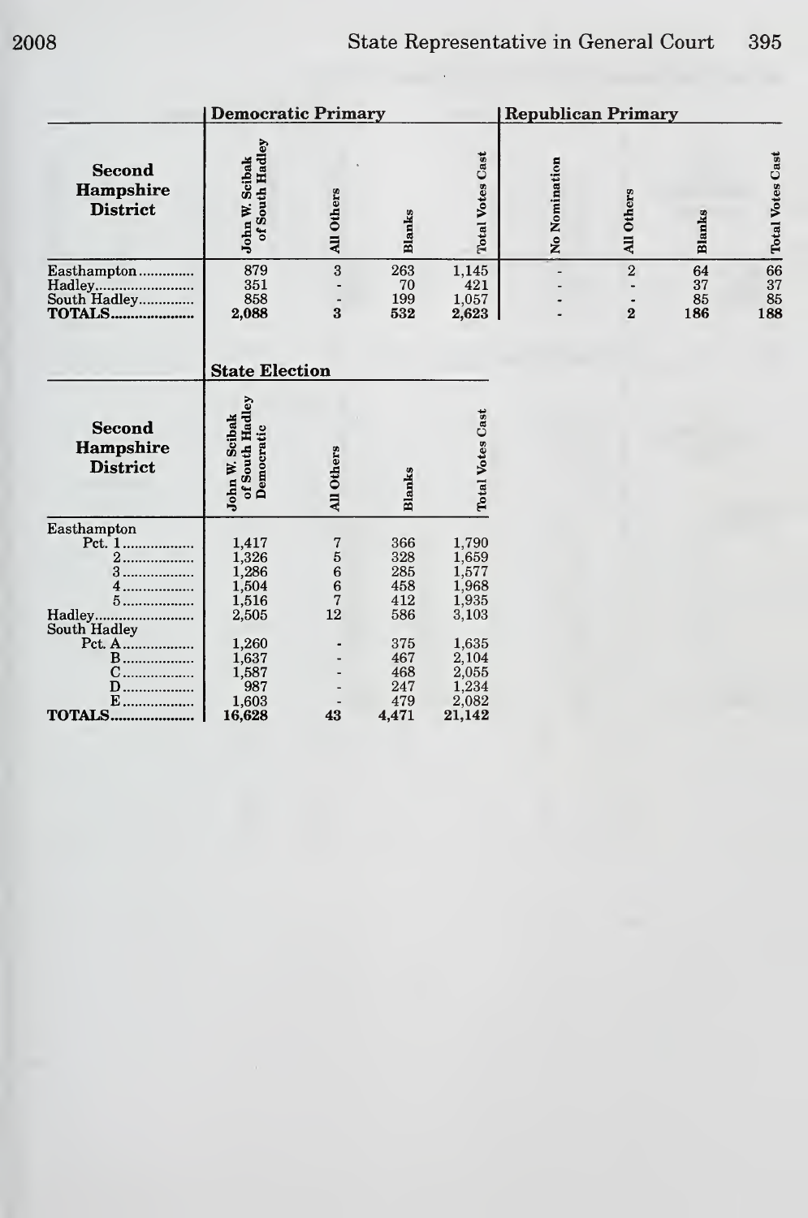## State Representative in General Court

| Second Hampshire District | Democratic Primary | | | | Republican Primary | | | |
|---|---|---|---|---|---|---|---|---|
| | John W. Scibak of South Hadley | All Others | Blanks | Total Votes Cast | No Nomination | All Others | Blanks | Total Votes Cast |
| Easthampton | 879 | 3 | 263 | 1,145 | - | 2 | 64 | 66 |
| Hadley | 351 | - | 70 | 421 | - | - | 37 | 37 |
| South Hadley | 858 | - | 199 | 1,057 | - | - | 85 | 85 |
| **TOTALS** | **2,088** | **3** | **532** | **2,623** | **-** | **2** | **186** | **188** |

| Second Hampshire District | State Election | | | |
|---|---|---|---|---|
| | John W. Scibak of South Hadley Democratic | All Others | Blanks | Total Votes Cast |
| Easthampton | | | | |
| Pct. 1 | 1,417 | 7 | 366 | 1,790 |
| 2 | 1,326 | 5 | 328 | 1,659 |
| 3 | 1,286 | 6 | 285 | 1,577 |
| 4 | 1,504 | 6 | 458 | 1,968 |
| 5 | 1,516 | 7 | 412 | 1,935 |
| Hadley | 2,505 | 12 | 586 | 3,103 |
| South Hadley | | | | |
| Pct. A | 1,260 | - | 375 | 1,635 |
| B | 1,637 | - | 467 | 2,104 |
| C | 1,587 | - | 468 | 2,055 |
| D | 987 | - | 247 | 1,234 |
| E | 1,603 | - | 479 | 2,082 |
| **TOTALS** | **16,628** | **43** | **4,471** | **21,142** |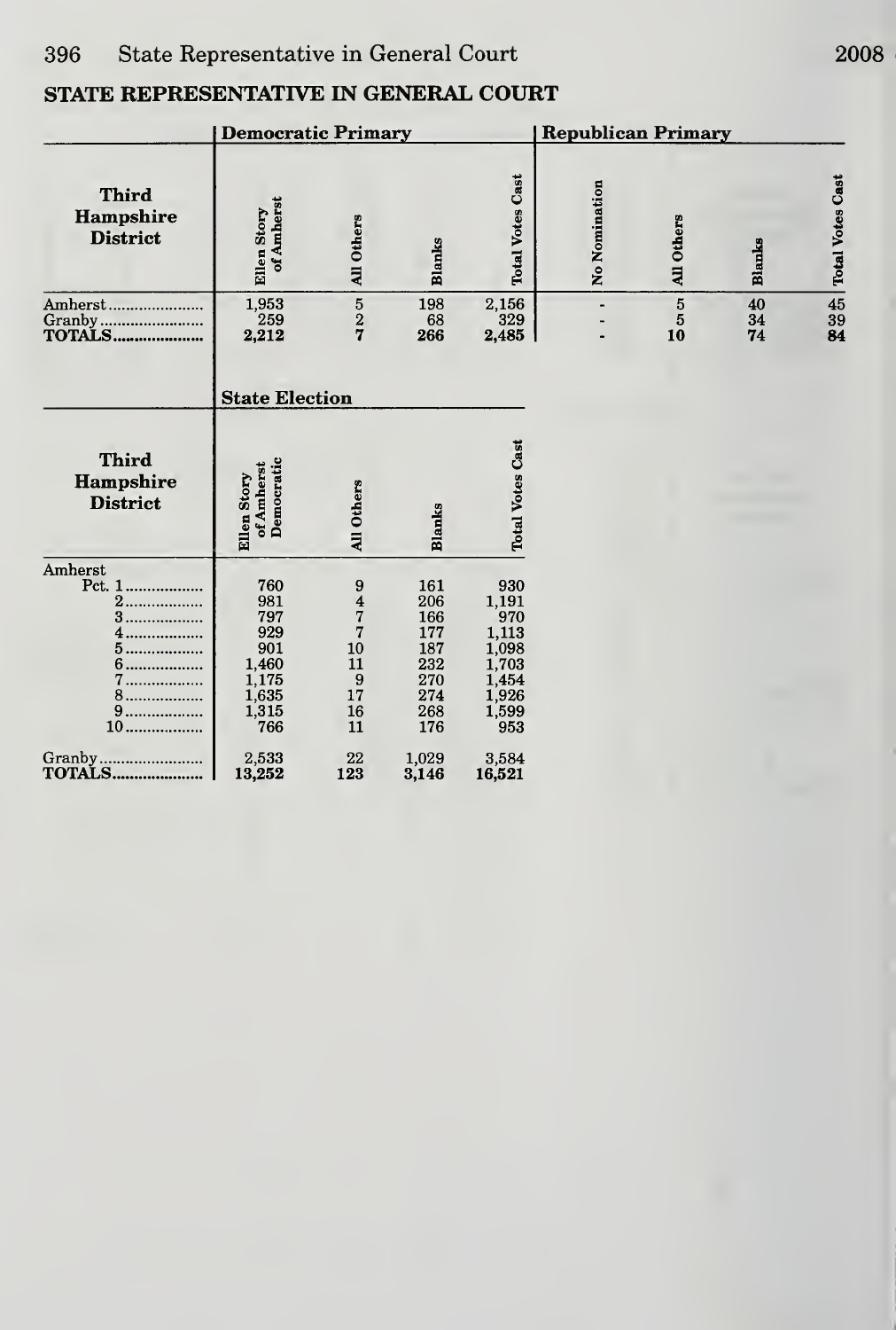## STATE REPRESENTATIVE IN GENERAL COURT

| Third Hampshire District | Democratic Primary | | | | Republican Primary | | | |
|---|---|---|---|---|---|---|---|---|
| | Ellen Story of Amherst | All Others | Blanks | Total Votes Cast | No Nomination | All Others | Blanks | Total Votes Cast |
| Amherst | 1,953 | 5 | 198 | 2,156 | - | 5 | 40 | 45 |
| Granby | 259 | 2 | 68 | 329 | - | 5 | 34 | 39 |
| **TOTALS** | **2,212** | **7** | **266** | **2,485** | **-** | **10** | **74** | **84** |

| Third Hampshire District | State Election | | | |
|---|---|---|---|---|
| | Ellen Story of Amherst Democratic | All Others | Blanks | Total Votes Cast |
| Amherst | | | | |
| Pct. 1 | 760 | 9 | 161 | 930 |
| 2 | 981 | 4 | 206 | 1,191 |
| 3 | 797 | 7 | 166 | 970 |
| 4 | 929 | 7 | 177 | 1,113 |
| 5 | 901 | 10 | 187 | 1,098 |
| 6 | 1,460 | 11 | 232 | 1,703 |
| 7 | 1,175 | 9 | 270 | 1,454 |
| 8 | 1,635 | 17 | 274 | 1,926 |
| 9 | 1,315 | 16 | 268 | 1,599 |
| 10 | 766 | 11 | 176 | 953 |
| Granby | 2,533 | 22 | 1,029 | 3,584 |
| **TOTALS** | **13,252** | **123** | **3,146** | **16,521** |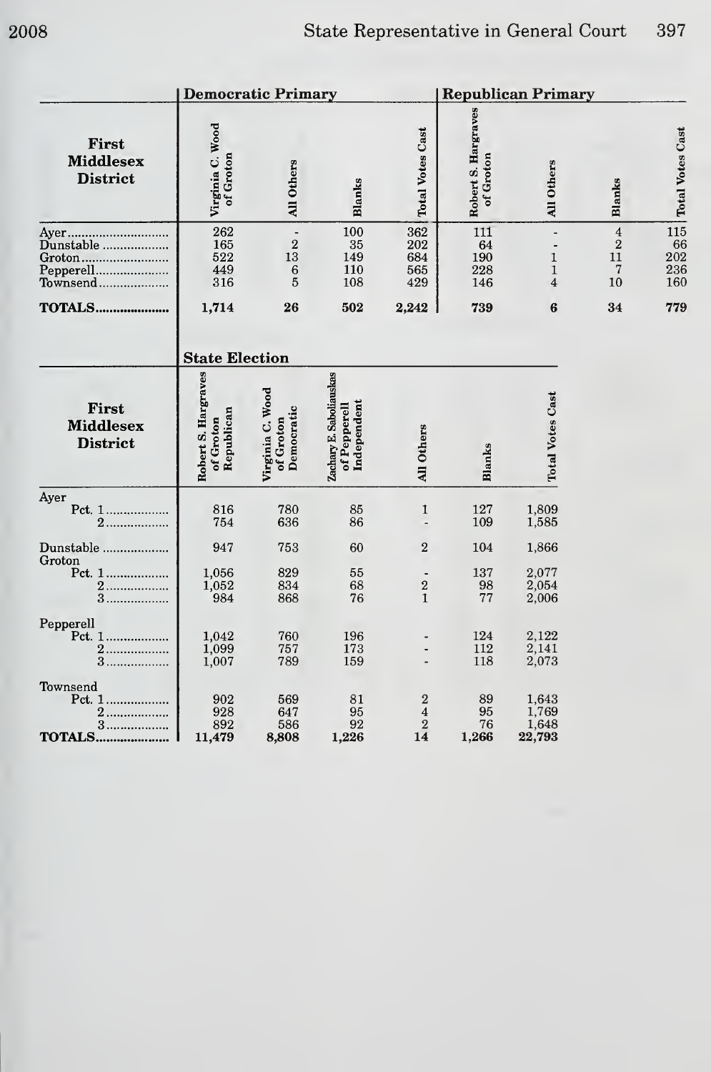## State Representative in General Court

| First Middlesex District | Democratic Primary | | | | Republican Primary | | | |
|---|---|---|---|---|---|---|---|---|
| | Virginia C. Wood of Groton | All Others | Blanks | Total Votes Cast | Robert S. Hargraves of Groton | All Others | Blanks | Total Votes Cast |
| Ayer | 262 | - | 100 | 362 | 111 | - | 4 | 115 |
| Dunstable | 165 | 2 | 35 | 202 | 64 | - | 2 | 66 |
| Groton | 522 | 13 | 149 | 684 | 190 | 1 | 11 | 202 |
| Pepperell | 449 | 6 | 110 | 565 | 228 | 1 | 7 | 236 |
| Townsend | 316 | 5 | 108 | 429 | 146 | 4 | 10 | 160 |
| **TOTALS** | **1,714** | **26** | **502** | **2,242** | **739** | **6** | **34** | **779** |

| First Middlesex District | State Election | | | | | |
|---|---|---|---|---|---|---|
| | Robert S. Hargraves of Groton Republican | Virginia C. Wood of Groton Democratic | Zachary E. Saboliauskas of Pepperell Independent | All Others | Blanks | Total Votes Cast |
| Ayer | | | | | | |
| Pct. 1 | 816 | 780 | 85 | 1 | 127 | 1,809 |
| 2 | 754 | 636 | 86 | - | 109 | 1,585 |
| Dunstable | 947 | 753 | 60 | 2 | 104 | 1,866 |
| Groton | | | | | | |
| Pct. 1 | 1,056 | 829 | 55 | - | 137 | 2,077 |
| 2 | 1,052 | 834 | 68 | 2 | 98 | 2,054 |
| 3 | 984 | 868 | 76 | 1 | 77 | 2,006 |
| Pepperell | | | | | | |
| Pct. 1 | 1,042 | 760 | 196 | - | 124 | 2,122 |
| 2 | 1,099 | 757 | 173 | - | 112 | 2,141 |
| 3 | 1,007 | 789 | 159 | - | 118 | 2,073 |
| Townsend | | | | | | |
| Pct. 1 | 902 | 569 | 81 | 2 | 89 | 1,643 |
| 2 | 928 | 647 | 95 | 4 | 95 | 1,769 |
| 3 | 892 | 586 | 92 | 2 | 76 | 1,648 |
| **TOTALS** | **11,479** | **8,808** | **1,226** | **14** | **1,266** | **22,793** |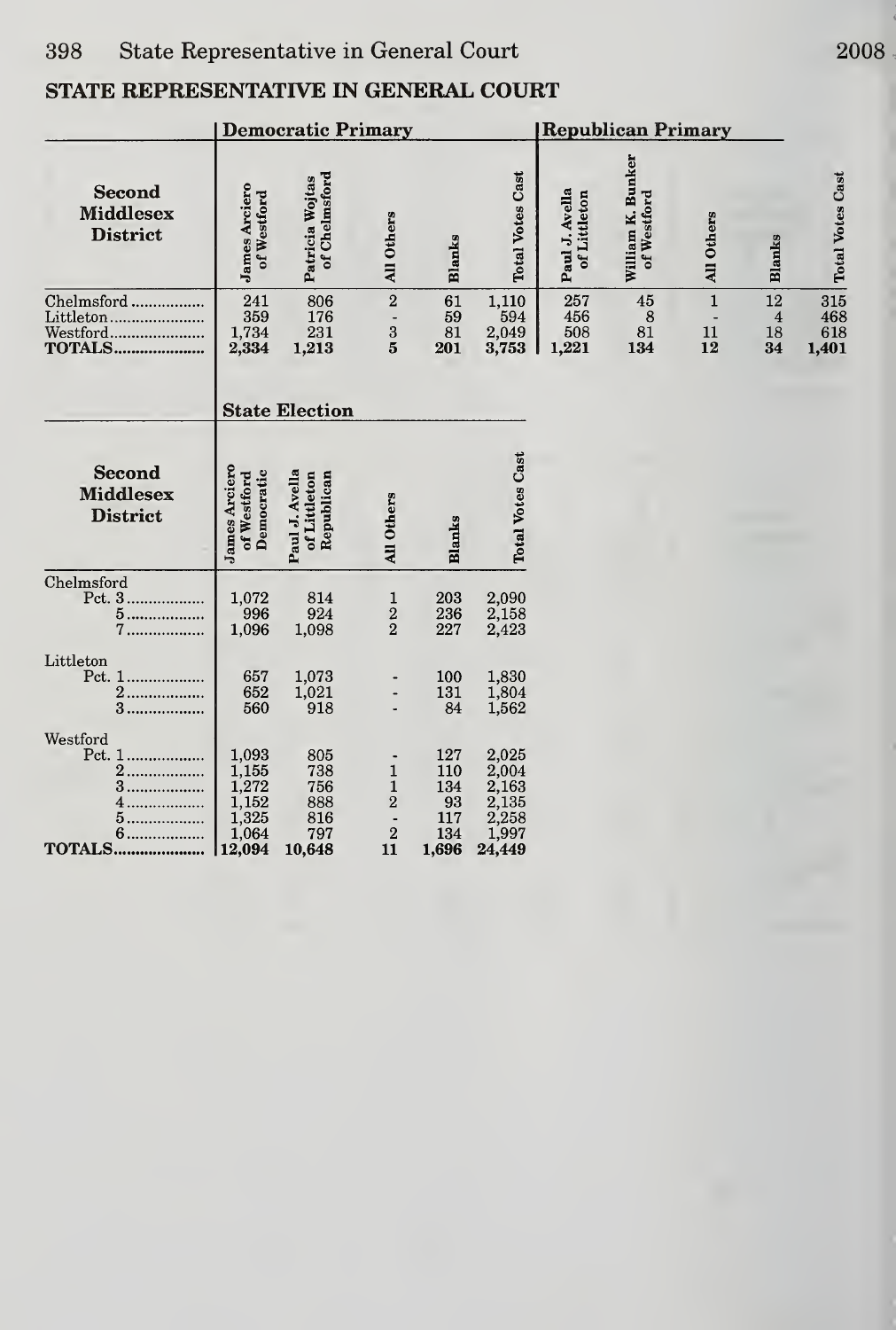## STATE REPRESENTATIVE IN GENERAL COURT

| Second Middlesex District | Democratic Primary | | | | | Republican Primary | | | | |
|---|---|---|---|---|---|---|---|---|---|---|
| | James Arciero of Westford | Patricia Wojtas of Chelmsford | All Others | Blanks | Total Votes Cast | Paul J. Avella of Littleton | William K. Bunker of Westford | All Others | Blanks | Total Votes Cast |
| Chelmsford | 241 | 806 | 2 | 61 | 1,110 | 257 | 45 | 1 | 12 | 315 |
| Littleton | 359 | 176 | - | 59 | 594 | 456 | 8 | - | 4 | 468 |
| Westford | 1,734 | 231 | 3 | 81 | 2,049 | 508 | 81 | 11 | 18 | 618 |
| **TOTALS** | **2,334** | **1,213** | **5** | **201** | **3,753** | **1,221** | **134** | **12** | **34** | **1,401** |

| Second Middlesex District | State Election | | | | |
|---|---|---|---|---|---|
| | James Arciero of Westford Democratic | Paul J. Avella of Littleton Republican | All Others | Blanks | Total Votes Cast |
| Chelmsford | | | | | |
| Pct. 3 | 1,072 | 814 | 1 | 203 | 2,090 |
| 5 | 996 | 924 | 2 | 236 | 2,158 |
| 7 | 1,096 | 1,098 | 2 | 227 | 2,423 |
| Littleton | | | | | |
| Pct. 1 | 657 | 1,073 | - | 100 | 1,830 |
| 2 | 652 | 1,021 | - | 131 | 1,804 |
| 3 | 560 | 918 | - | 84 | 1,562 |
| Westford | | | | | |
| Pct. 1 | 1,093 | 805 | - | 127 | 2,025 |
| 2 | 1,155 | 738 | 1 | 110 | 2,004 |
| 3 | 1,272 | 756 | 1 | 134 | 2,163 |
| 4 | 1,152 | 888 | 2 | 93 | 2,135 |
| 5 | 1,325 | 816 | - | 117 | 2,258 |
| 6 | 1,064 | 797 | 2 | 134 | 1,997 |
| **TOTALS** | **12,094** | **10,648** | **11** | **1,696** | **24,449** |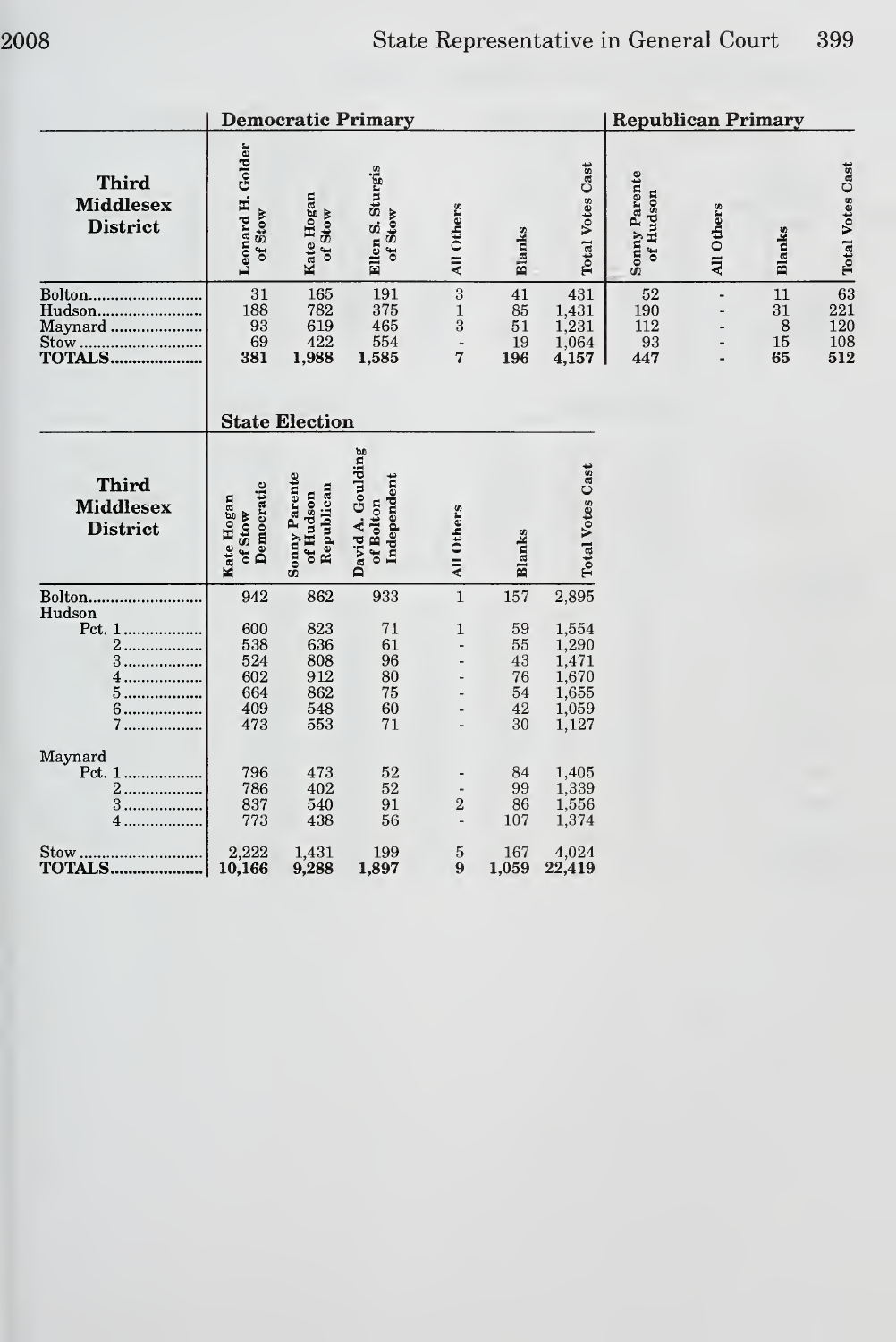| Third Middlesex District | Democratic Primary | | | | | | Republican Primary | | | |
|---|---|---|---|---|---|---|---|---|---|---|
| | Leonard H. Golder of Stow | Kate Hogan of Stow | Ellen S. Sturgis of Stow | All Others | Blanks | Total Votes Cast | Sonny Parente of Hudson | All Others | Blanks | Total Votes Cast |
| Bolton | 31 | 165 | 191 | 3 | 41 | 431 | 52 | - | 11 | 63 |
| Hudson | 188 | 782 | 375 | 1 | 85 | 1,431 | 190 | - | 31 | 221 |
| Maynard | 93 | 619 | 465 | 3 | 51 | 1,231 | 112 | - | 8 | 120 |
| Stow | 69 | 422 | 554 | - | 19 | 1,064 | 93 | - | 15 | 108 |
| **TOTALS** | **381** | **1,988** | **1,585** | **7** | **196** | **4,157** | **447** | **-** | **65** | **512** |

| Third Middlesex District | State Election | | | | | |
|---|---|---|---|---|---|---|
| | Kate Hogan of Stow Democratic | Sonny Parente of Hudson Republican | David A. Goulding of Bolton Independent | All Others | Blanks | Total Votes Cast |
| Bolton | 942 | 862 | 933 | 1 | 157 | 2,895 |
| Hudson | | | | | | |
| Pct. 1 | 600 | 823 | 71 | 1 | 59 | 1,554 |
| 2 | 538 | 636 | 61 | - | 55 | 1,290 |
| 3 | 524 | 808 | 96 | - | 43 | 1,471 |
| 4 | 602 | 912 | 80 | - | 76 | 1,670 |
| 5 | 664 | 862 | 75 | - | 54 | 1,655 |
| 6 | 409 | 548 | 60 | - | 42 | 1,059 |
| 7 | 473 | 553 | 71 | - | 30 | 1,127 |
| Maynard | | | | | | |
| Pct. 1 | 796 | 473 | 52 | - | 84 | 1,405 |
| 2 | 786 | 402 | 52 | - | 99 | 1,339 |
| 3 | 837 | 540 | 91 | 2 | 86 | 1,556 |
| 4 | 773 | 438 | 56 | - | 107 | 1,374 |
| Stow | 2,222 | 1,431 | 199 | 5 | 167 | 4,024 |
| **TOTALS** | **10,166** | **9,288** | **1,897** | **9** | **1,059** | **22,419** |